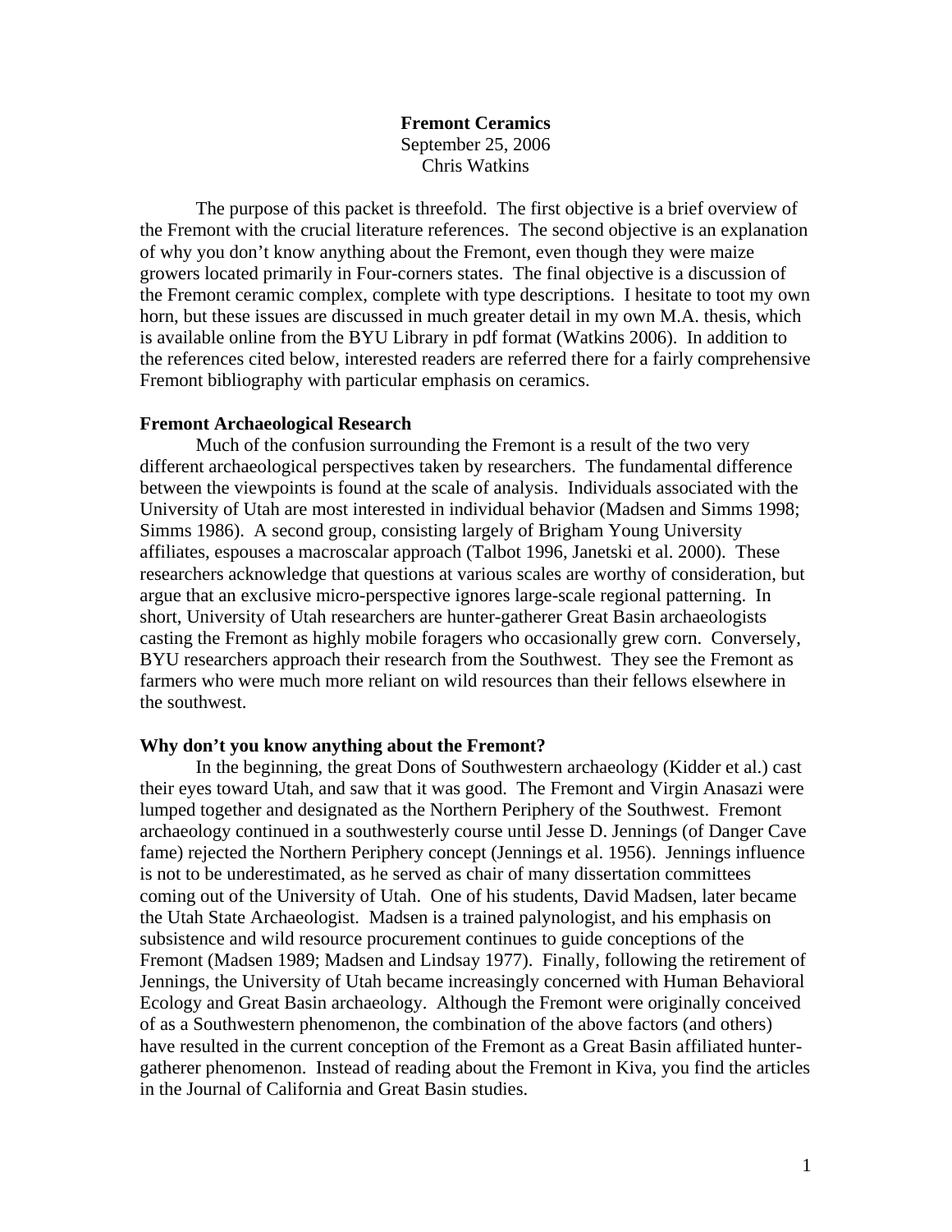# Fremont Ceramics

September 25, 2006

Chris Watkins

The purpose of this packet is threefold. The first objective is a brief overview of the Fremont with the crucial literature references. The second objective is an explanation of why you don't know anything about the Fremont, even though they were maize growers located primarily in Four-corners states. The final objective is a discussion of the Fremont ceramic complex, complete with type descriptions. I hesitate to toot my own horn, but these issues are discussed in much greater detail in my own M.A. thesis, which is available online from the BYU Library in pdf format (Watkins 2006). In addition to the references cited below, interested readers are referred there for a fairly comprehensive Fremont bibliography with particular emphasis on ceramics.

## Fremont Archaeological Research

Much of the confusion surrounding the Fremont is a result of the two very different archaeological perspectives taken by researchers. The fundamental difference between the viewpoints is found at the scale of analysis. Individuals associated with the University of Utah are most interested in individual behavior (Madsen and Simms 1998; Simms 1986). A second group, consisting largely of Brigham Young University affiliates, espouses a macroscalar approach (Talbot 1996, Janetski et al. 2000). These researchers acknowledge that questions at various scales are worthy of consideration, but argue that an exclusive micro-perspective ignores large-scale regional patterning. In short, University of Utah researchers are hunter-gatherer Great Basin archaeologists casting the Fremont as highly mobile foragers who occasionally grew corn. Conversely, BYU researchers approach their research from the Southwest. They see the Fremont as farmers who were much more reliant on wild resources than their fellows elsewhere in the southwest.

## Why don't you know anything about the Fremont?

In the beginning, the great Dons of Southwestern archaeology (Kidder et al.) cast their eyes toward Utah, and saw that it was good. The Fremont and Virgin Anasazi were lumped together and designated as the Northern Periphery of the Southwest. Fremont archaeology continued in a southwesterly course until Jesse D. Jennings (of Danger Cave fame) rejected the Northern Periphery concept (Jennings et al. 1956). Jennings influence is not to be underestimated, as he served as chair of many dissertation committees coming out of the University of Utah. One of his students, David Madsen, later became the Utah State Archaeologist. Madsen is a trained palynologist, and his emphasis on subsistence and wild resource procurement continues to guide conceptions of the Fremont (Madsen 1989; Madsen and Lindsay 1977). Finally, following the retirement of Jennings, the University of Utah became increasingly concerned with Human Behavioral Ecology and Great Basin archaeology. Although the Fremont were originally conceived of as a Southwestern phenomenon, the combination of the above factors (and others) have resulted in the current conception of the Fremont as a Great Basin affiliated hunter-gatherer phenomenon. Instead of reading about the Fremont in Kiva, you find the articles in the Journal of California and Great Basin studies.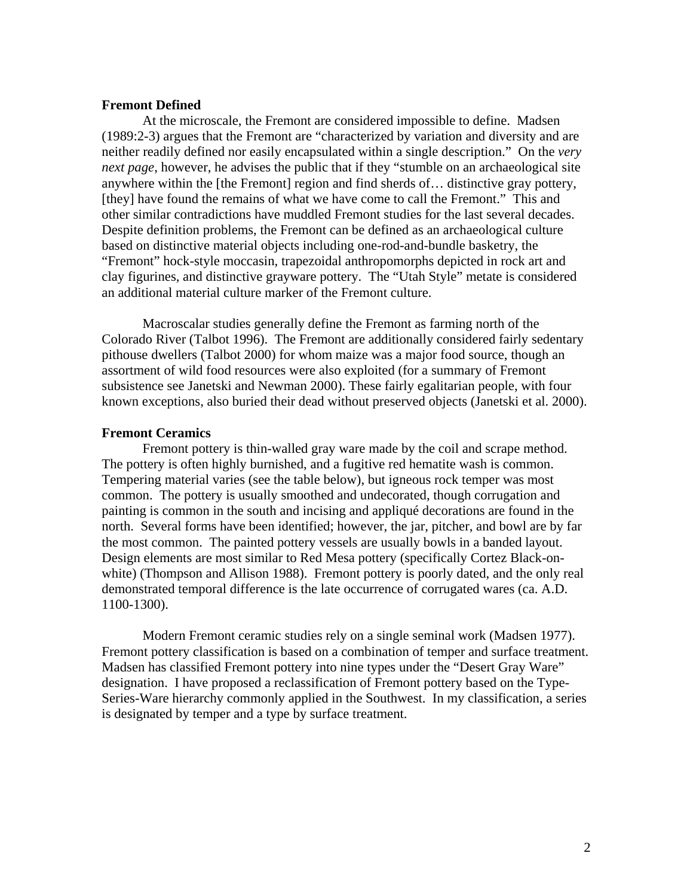**Fremont Defined**

At the microscale, the Fremont are considered impossible to define. Madsen (1989:2-3) argues that the Fremont are "characterized by variation and diversity and are neither readily defined nor easily encapsulated within a single description." On the *very next page*, however, he advises the public that if they "stumble on an archaeological site anywhere within the [the Fremont] region and find sherds of… distinctive gray pottery, [they] have found the remains of what we have come to call the Fremont." This and other similar contradictions have muddled Fremont studies for the last several decades. Despite definition problems, the Fremont can be defined as an archaeological culture based on distinctive material objects including one-rod-and-bundle basketry, the "Fremont" hock-style moccasin, trapezoidal anthropomorphs depicted in rock art and clay figurines, and distinctive grayware pottery. The "Utah Style" metate is considered an additional material culture marker of the Fremont culture.

Macroscalar studies generally define the Fremont as farming north of the Colorado River (Talbot 1996). The Fremont are additionally considered fairly sedentary pithouse dwellers (Talbot 2000) for whom maize was a major food source, though an assortment of wild food resources were also exploited (for a summary of Fremont subsistence see Janetski and Newman 2000). These fairly egalitarian people, with four known exceptions, also buried their dead without preserved objects (Janetski et al. 2000).

**Fremont Ceramics**

Fremont pottery is thin-walled gray ware made by the coil and scrape method. The pottery is often highly burnished, and a fugitive red hematite wash is common. Tempering material varies (see the table below), but igneous rock temper was most common. The pottery is usually smoothed and undecorated, though corrugation and painting is common in the south and incising and appliqué decorations are found in the north. Several forms have been identified; however, the jar, pitcher, and bowl are by far the most common. The painted pottery vessels are usually bowls in a banded layout. Design elements are most similar to Red Mesa pottery (specifically Cortez Black-on-white) (Thompson and Allison 1988). Fremont pottery is poorly dated, and the only real demonstrated temporal difference is the late occurrence of corrugated wares (ca. A.D. 1100-1300).

Modern Fremont ceramic studies rely on a single seminal work (Madsen 1977). Fremont pottery classification is based on a combination of temper and surface treatment. Madsen has classified Fremont pottery into nine types under the "Desert Gray Ware" designation. I have proposed a reclassification of Fremont pottery based on the Type-Series-Ware hierarchy commonly applied in the Southwest. In my classification, a series is designated by temper and a type by surface treatment.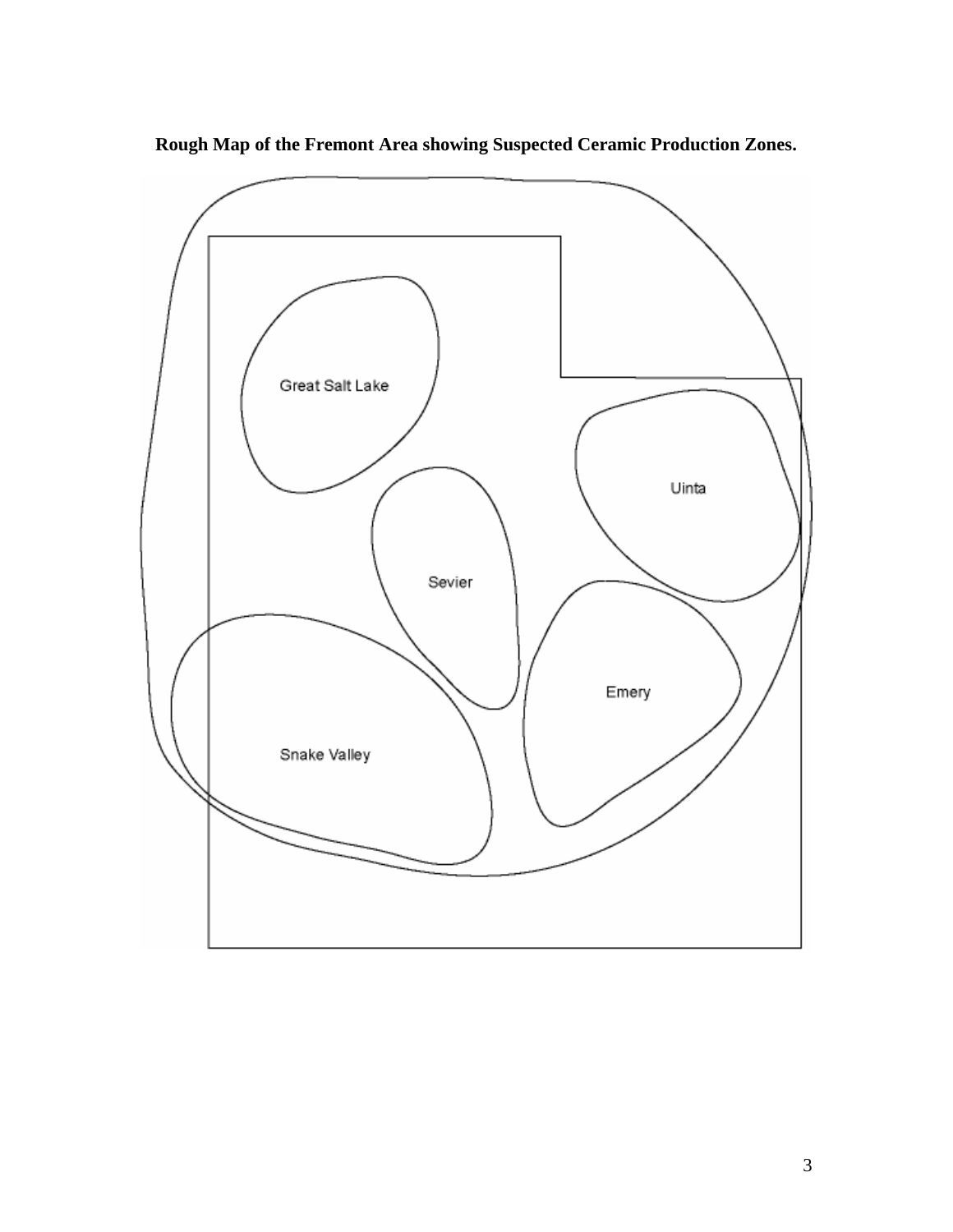**Rough Map of the Fremont Area showing Suspected Ceramic Production Zones.**

Great Salt Lake

Uinta

Sevier

Emery

Snake Valley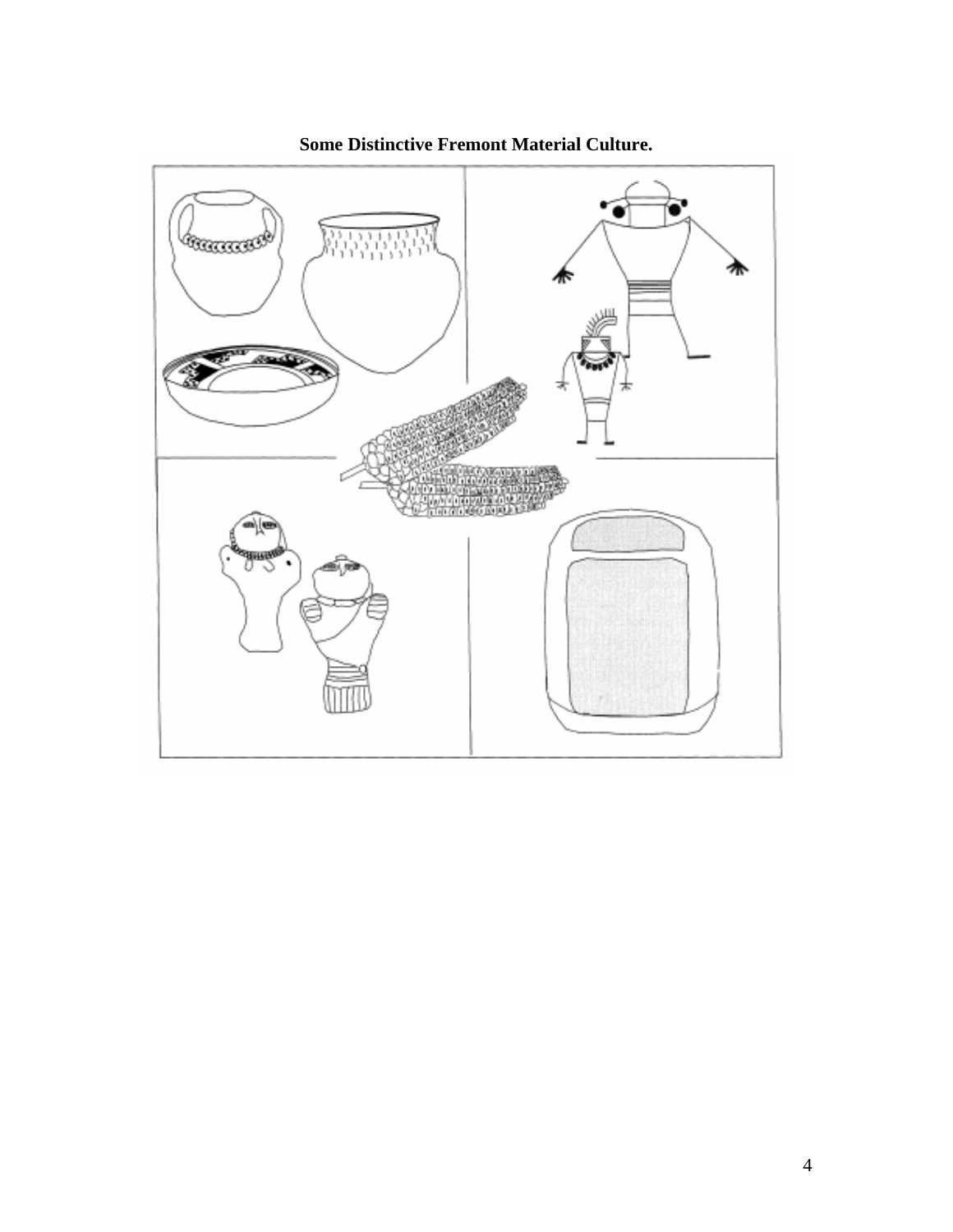**Some Distinctive Fremont Material Culture.**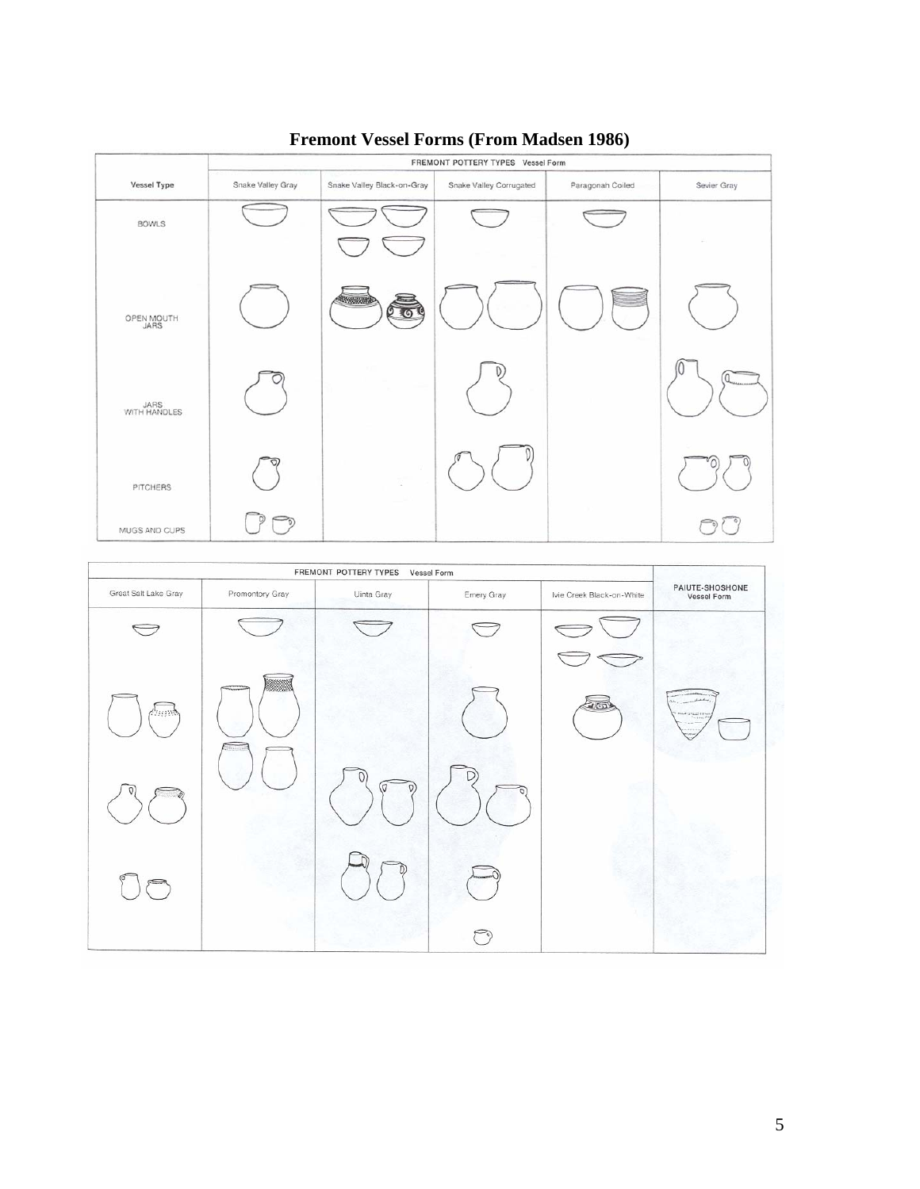# Fremont Vessel Forms (From Madsen 1986)

| Vessel Type | Snake Valley Gray | Snake Valley Black-on-Gray | Snake Valley Corrugated | Paragonah Coiled | Sevier Gray |
|---|---|---|---|---|---|
| BOWLS | | | | | |
| OPEN MOUTH JARS | | | | | |
| JARS WITH HANDLES | | | | | |
| PITCHERS | | | | | |
| MUGS AND CUPS | | | | | |

FREMONT POTTERY TYPES Vessel Form

| Great Salt Lake Gray | Promontory Gray | Uinta Gray | Emery Gray | Ivie Creek Black-on-White | PAIUTE-SHOSHONE Vessel Form |
|---|---|---|---|---|---|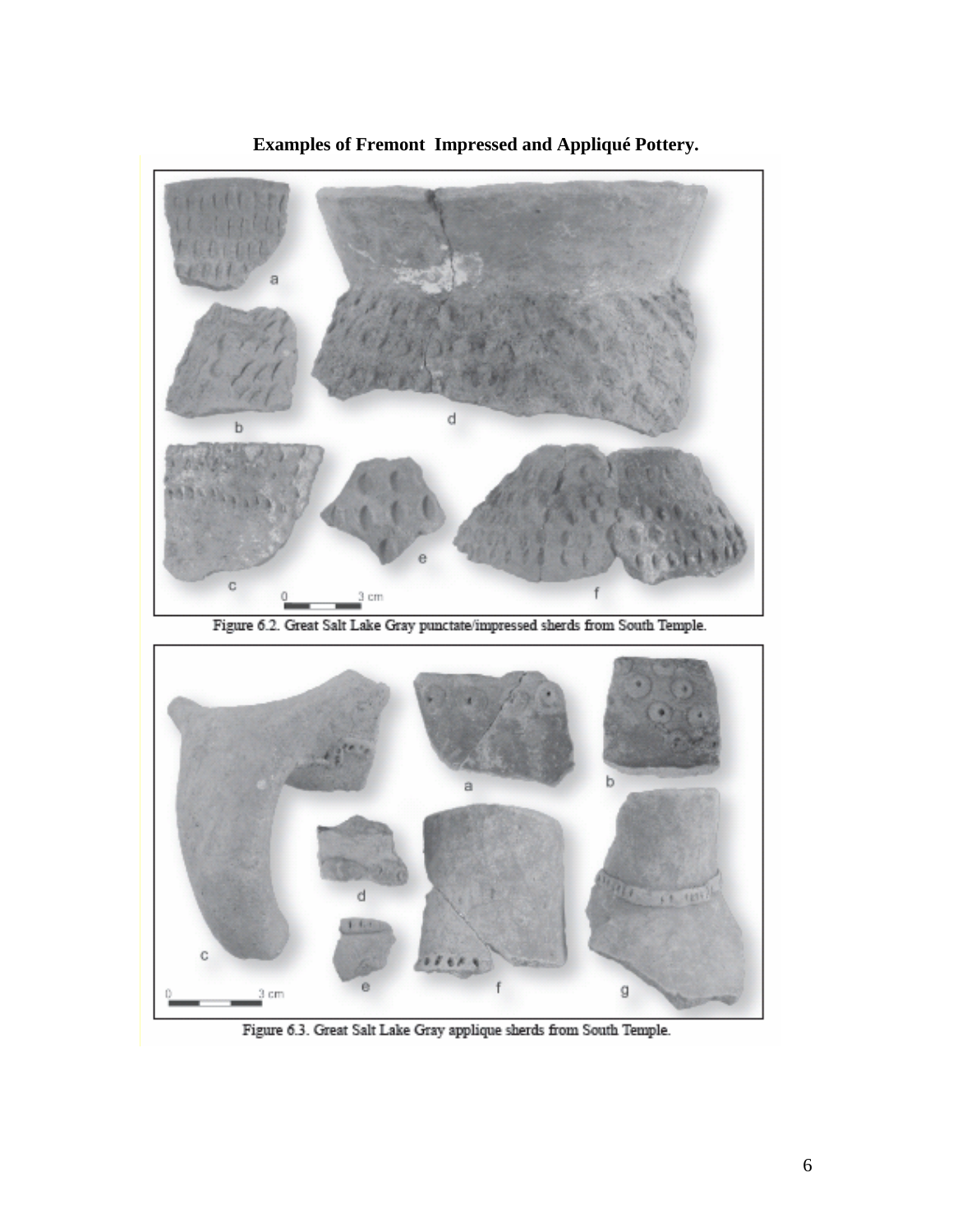**Examples of Fremont Impressed and Appliqué Pottery.**

Figure 6.2. Great Salt Lake Gray punctate/impressed sherds from South Temple.

Figure 6.3. Great Salt Lake Gray applique sherds from South Temple.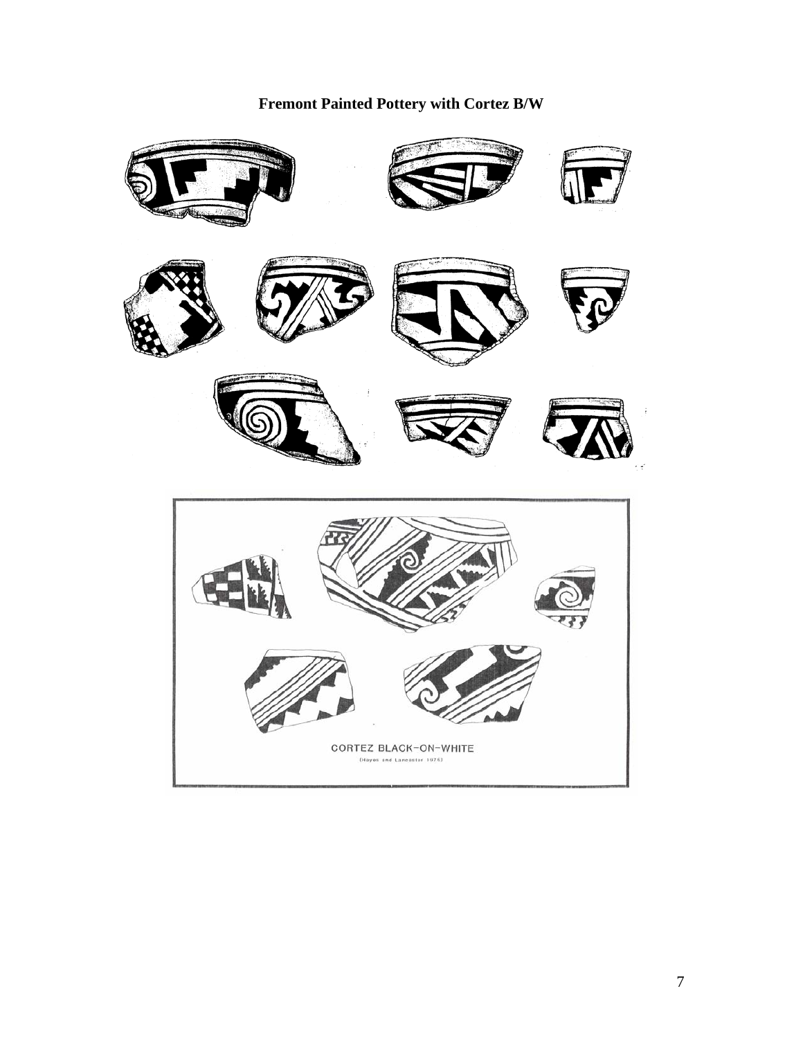# Fremont Painted Pottery with Cortez B/W

CORTEZ BLACK-ON-WHITE

(Hayes and Lancaster 1975)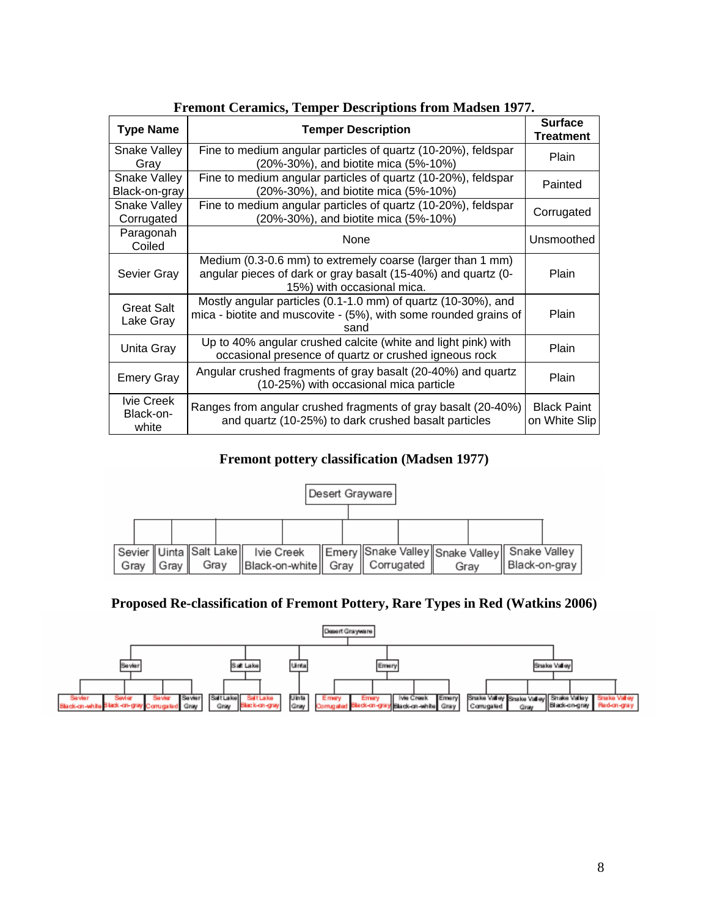**Fremont Ceramics, Temper Descriptions from Madsen 1977.**

| Type Name | Temper Description | Surface Treatment |
|---|---|---|
| Snake Valley Gray | Fine to medium angular particles of quartz (10-20%), feldspar (20%-30%), and biotite mica (5%-10%) | Plain |
| Snake Valley Black-on-gray | Fine to medium angular particles of quartz (10-20%), feldspar (20%-30%), and biotite mica (5%-10%) | Painted |
| Snake Valley Corrugated | Fine to medium angular particles of quartz (10-20%), feldspar (20%-30%), and biotite mica (5%-10%) | Corrugated |
| Paragonah Coiled | None | Unsmoothed |
| Sevier Gray | Medium (0.3-0.6 mm) to extremely coarse (larger than 1 mm) angular pieces of dark or gray basalt (15-40%) and quartz (0-15%) with occasional mica. | Plain |
| Great Salt Lake Gray | Mostly angular particles (0.1-1.0 mm) of quartz (10-30%), and mica - biotite and muscovite - (5%), with some rounded grains of sand | Plain |
| Unita Gray | Up to 40% angular crushed calcite (white and light pink) with occasional presence of quartz or crushed igneous rock | Plain |
| Emery Gray | Angular crushed fragments of gray basalt (20-40%) and quartz (10-25%) with occasional mica particle | Plain |
| Ivie Creek Black-on-white | Ranges from angular crushed fragments of gray basalt (20-40%) and quartz (10-25%) to dark crushed basalt particles | Black Paint on White Slip |

**Fremont pottery classification (Madsen 1977)**

- Desert Grayware
  - Sevier Gray
  - Uinta Gray
  - Salt Lake Gray
  - Ivie Creek Black-on-white
  - Emery Gray
  - Snake Valley Corrugated
  - Snake Valley Gray
  - Snake Valley Black-on-gray

**Proposed Re-classification of Fremont Pottery, Rare Types in Red (Watkins 2006)**

- Desert Grayware
  - Sevier
    - Sevier Black-on-white
    - Sevier Black-on-gray
    - Sevier Corrugated
    - Sevier Gray
  - Salt Lake
    - Salt Lake Gray
    - Salt Lake Black-on-gray
  - Uinta
    - Uinta Gray
  - Emery
    - Emery Corrugated
    - Emery Black-on-gray
    - Ivie Creek Black-on-white
    - Emery Gray
  - Snake Valley
    - Snake Valley Corrugated
    - Snake Valley Gray
    - Snake Valley Black-on-gray
    - Snake Valley Red-on-gray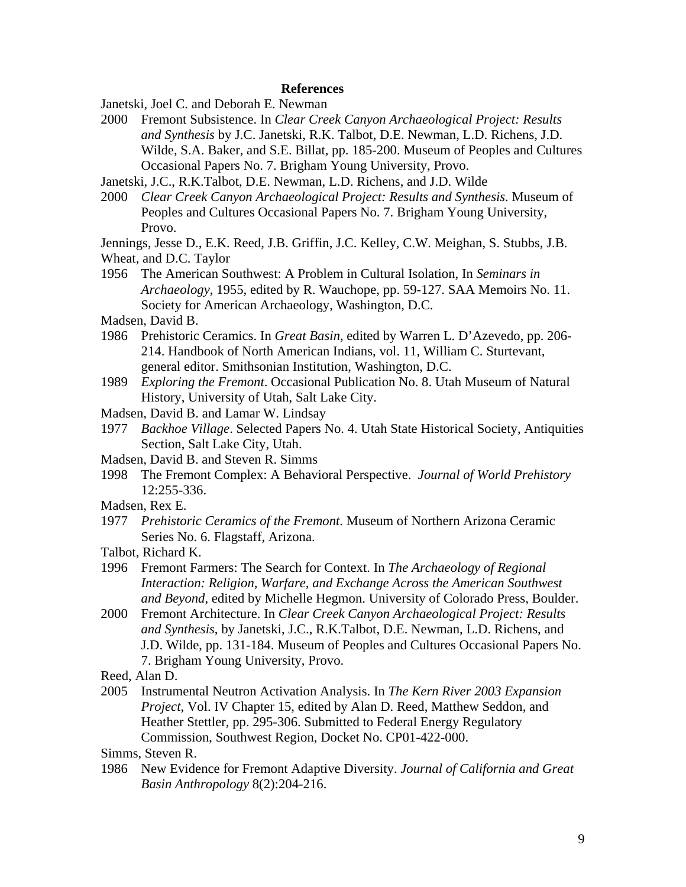## References

Janetski, Joel C. and Deborah E. Newman

2000 Fremont Subsistence. In *Clear Creek Canyon Archaeological Project: Results and Synthesis* by J.C. Janetski, R.K. Talbot, D.E. Newman, L.D. Richens, J.D. Wilde, S.A. Baker, and S.E. Billat, pp. 185-200. Museum of Peoples and Cultures Occasional Papers No. 7. Brigham Young University, Provo.

Janetski, J.C., R.K.Talbot, D.E. Newman, L.D. Richens, and J.D. Wilde

2000 *Clear Creek Canyon Archaeological Project: Results and Synthesis*. Museum of Peoples and Cultures Occasional Papers No. 7. Brigham Young University, Provo.

Jennings, Jesse D., E.K. Reed, J.B. Griffin, J.C. Kelley, C.W. Meighan, S. Stubbs, J.B. Wheat, and D.C. Taylor

1956 The American Southwest: A Problem in Cultural Isolation, In *Seminars in Archaeology*, 1955, edited by R. Wauchope, pp. 59-127. SAA Memoirs No. 11. Society for American Archaeology, Washington, D.C.

Madsen, David B.

1986 Prehistoric Ceramics. In *Great Basin*, edited by Warren L. D'Azevedo, pp. 206-214. Handbook of North American Indians, vol. 11, William C. Sturtevant, general editor. Smithsonian Institution, Washington, D.C.

1989 *Exploring the Fremont*. Occasional Publication No. 8. Utah Museum of Natural History, University of Utah, Salt Lake City.

Madsen, David B. and Lamar W. Lindsay

1977 *Backhoe Village*. Selected Papers No. 4. Utah State Historical Society, Antiquities Section, Salt Lake City, Utah.

Madsen, David B. and Steven R. Simms

1998 The Fremont Complex: A Behavioral Perspective. *Journal of World Prehistory* 12:255-336.

Madsen, Rex E.

1977 *Prehistoric Ceramics of the Fremont*. Museum of Northern Arizona Ceramic Series No. 6. Flagstaff, Arizona.

Talbot, Richard K.

1996 Fremont Farmers: The Search for Context. In *The Archaeology of Regional Interaction: Religion, Warfare, and Exchange Across the American Southwest and Beyond*, edited by Michelle Hegmon. University of Colorado Press, Boulder.

2000 Fremont Architecture. In *Clear Creek Canyon Archaeological Project: Results and Synthesis*, by Janetski, J.C., R.K.Talbot, D.E. Newman, L.D. Richens, and J.D. Wilde, pp. 131-184. Museum of Peoples and Cultures Occasional Papers No. 7. Brigham Young University, Provo.

Reed, Alan D.

2005 Instrumental Neutron Activation Analysis. In *The Kern River 2003 Expansion Project*, Vol. IV Chapter 15, edited by Alan D. Reed, Matthew Seddon, and Heather Stettler, pp. 295-306. Submitted to Federal Energy Regulatory Commission, Southwest Region, Docket No. CP01-422-000.

Simms, Steven R.

1986 New Evidence for Fremont Adaptive Diversity. *Journal of California and Great Basin Anthropology* 8(2):204-216.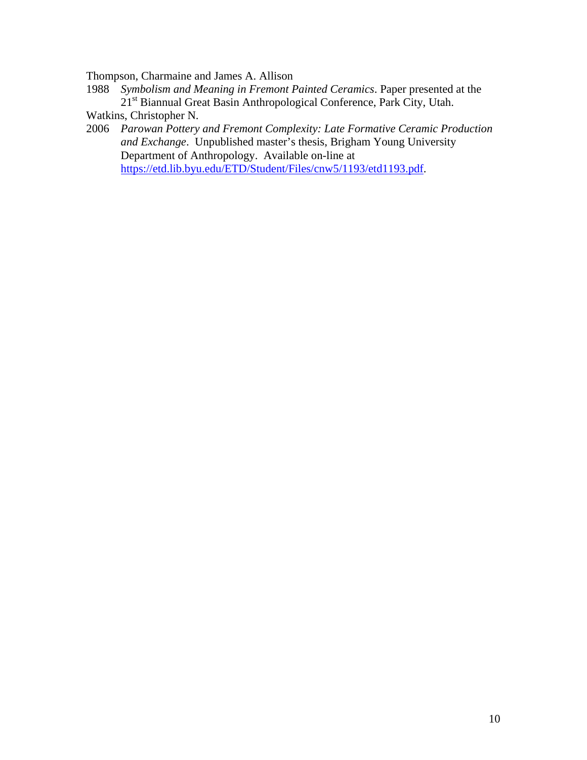Thompson, Charmaine and James A. Allison

1988 *Symbolism and Meaning in Fremont Painted Ceramics*. Paper presented at the 21st Biannual Great Basin Anthropological Conference, Park City, Utah.

Watkins, Christopher N.

2006 *Parowan Pottery and Fremont Complexity: Late Formative Ceramic Production and Exchange*. Unpublished master's thesis, Brigham Young University Department of Anthropology. Available on-line at https://etd.lib.byu.edu/ETD/Student/Files/cnw5/1193/etd1193.pdf.